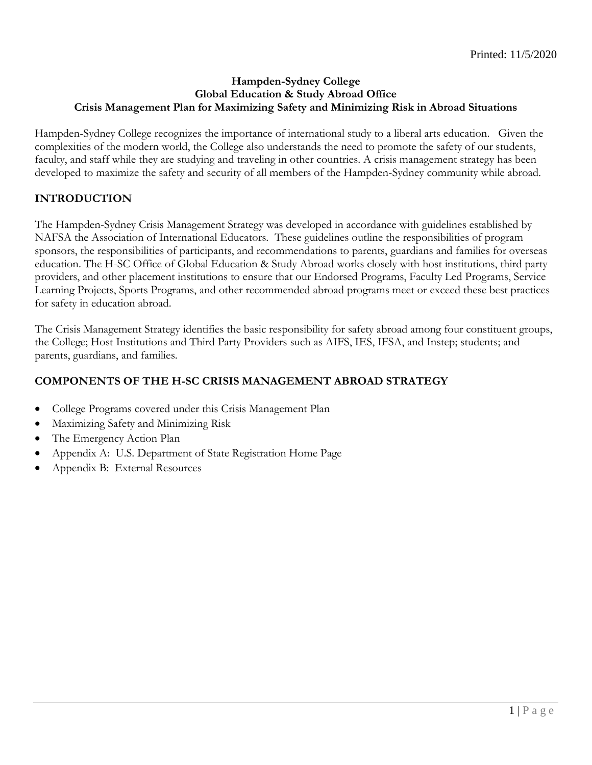Printed: 11/5/2020

# Hampden-Sydney College
## Global Education & Study Abroad Office
## Crisis Management Plan for Maximizing Safety and Minimizing Risk in Abroad Situations

Hampden-Sydney College recognizes the importance of international study to a liberal arts education. Given the complexities of the modern world, the College also understands the need to promote the safety of our students, faculty, and staff while they are studying and traveling in other countries. A crisis management strategy has been developed to maximize the safety and security of all members of the Hampden-Sydney community while abroad.

## INTRODUCTION

The Hampden-Sydney Crisis Management Strategy was developed in accordance with guidelines established by NAFSA the Association of International Educators. These guidelines outline the responsibilities of program sponsors, the responsibilities of participants, and recommendations to parents, guardians and families for overseas education. The H-SC Office of Global Education & Study Abroad works closely with host institutions, third party providers, and other placement institutions to ensure that our Endorsed Programs, Faculty Led Programs, Service Learning Projects, Sports Programs, and other recommended abroad programs meet or exceed these best practices for safety in education abroad.

The Crisis Management Strategy identifies the basic responsibility for safety abroad among four constituent groups, the College; Host Institutions and Third Party Providers such as AIFS, IES, IFSA, and Instep; students; and parents, guardians, and families.

## COMPONENTS OF THE H-SC CRISIS MANAGEMENT ABROAD STRATEGY

- College Programs covered under this Crisis Management Plan
- Maximizing Safety and Minimizing Risk
- The Emergency Action Plan
- Appendix A: U.S. Department of State Registration Home Page
- Appendix B: External Resources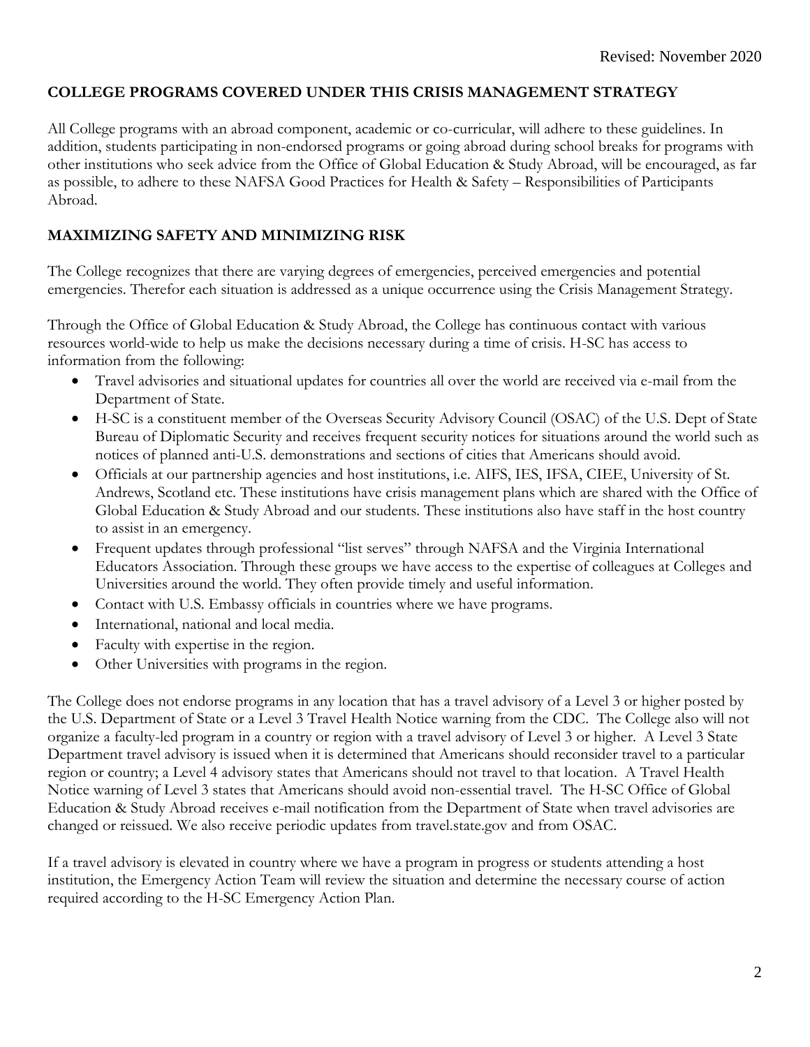Revised: November 2020

## COLLEGE PROGRAMS COVERED UNDER THIS CRISIS MANAGEMENT STRATEGY

All College programs with an abroad component, academic or co-curricular, will adhere to these guidelines. In addition, students participating in non-endorsed programs or going abroad during school breaks for programs with other institutions who seek advice from the Office of Global Education & Study Abroad, will be encouraged, as far as possible, to adhere to these NAFSA Good Practices for Health & Safety – Responsibilities of Participants Abroad.

## MAXIMIZING SAFETY AND MINIMIZING RISK

The College recognizes that there are varying degrees of emergencies, perceived emergencies and potential emergencies. Therefor each situation is addressed as a unique occurrence using the Crisis Management Strategy.

Through the Office of Global Education & Study Abroad, the College has continuous contact with various resources world-wide to help us make the decisions necessary during a time of crisis. H-SC has access to information from the following:

- Travel advisories and situational updates for countries all over the world are received via e-mail from the Department of State.
- H-SC is a constituent member of the Overseas Security Advisory Council (OSAC) of the U.S. Dept of State Bureau of Diplomatic Security and receives frequent security notices for situations around the world such as notices of planned anti-U.S. demonstrations and sections of cities that Americans should avoid.
- Officials at our partnership agencies and host institutions, i.e. AIFS, IES, IFSA, CIEE, University of St. Andrews, Scotland etc. These institutions have crisis management plans which are shared with the Office of Global Education & Study Abroad and our students. These institutions also have staff in the host country to assist in an emergency.
- Frequent updates through professional "list serves" through NAFSA and the Virginia International Educators Association. Through these groups we have access to the expertise of colleagues at Colleges and Universities around the world. They often provide timely and useful information.
- Contact with U.S. Embassy officials in countries where we have programs.
- International, national and local media.
- Faculty with expertise in the region.
- Other Universities with programs in the region.

The College does not endorse programs in any location that has a travel advisory of a Level 3 or higher posted by the U.S. Department of State or a Level 3 Travel Health Notice warning from the CDC. The College also will not organize a faculty-led program in a country or region with a travel advisory of Level 3 or higher. A Level 3 State Department travel advisory is issued when it is determined that Americans should reconsider travel to a particular region or country; a Level 4 advisory states that Americans should not travel to that location. A Travel Health Notice warning of Level 3 states that Americans should avoid non-essential travel. The H-SC Office of Global Education & Study Abroad receives e-mail notification from the Department of State when travel advisories are changed or reissued. We also receive periodic updates from travel.state.gov and from OSAC.

If a travel advisory is elevated in country where we have a program in progress or students attending a host institution, the Emergency Action Team will review the situation and determine the necessary course of action required according to the H-SC Emergency Action Plan.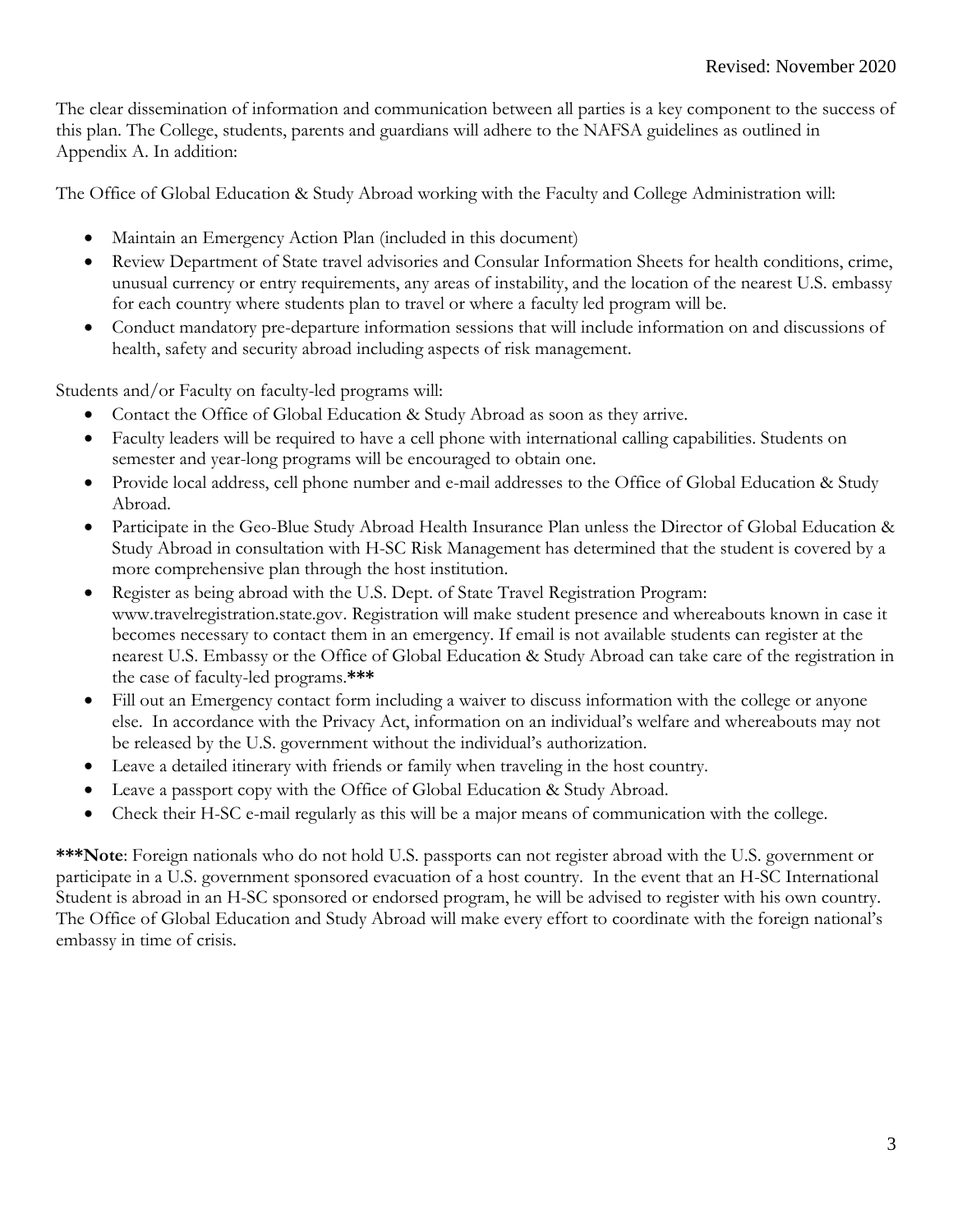The clear dissemination of information and communication between all parties is a key component to the success of this plan. The College, students, parents and guardians will adhere to the NAFSA guidelines as outlined in Appendix A. In addition:

The Office of Global Education & Study Abroad working with the Faculty and College Administration will:

- Maintain an Emergency Action Plan (included in this document)
- Review Department of State travel advisories and Consular Information Sheets for health conditions, crime, unusual currency or entry requirements, any areas of instability, and the location of the nearest U.S. embassy for each country where students plan to travel or where a faculty led program will be.
- Conduct mandatory pre-departure information sessions that will include information on and discussions of health, safety and security abroad including aspects of risk management.

Students and/or Faculty on faculty-led programs will:

- Contact the Office of Global Education & Study Abroad as soon as they arrive.
- Faculty leaders will be required to have a cell phone with international calling capabilities. Students on semester and year-long programs will be encouraged to obtain one.
- Provide local address, cell phone number and e-mail addresses to the Office of Global Education & Study Abroad.
- Participate in the Geo-Blue Study Abroad Health Insurance Plan unless the Director of Global Education & Study Abroad in consultation with H-SC Risk Management has determined that the student is covered by a more comprehensive plan through the host institution.
- Register as being abroad with the U.S. Dept. of State Travel Registration Program: www.travelregistration.state.gov. Registration will make student presence and whereabouts known in case it becomes necessary to contact them in an emergency. If email is not available students can register at the nearest U.S. Embassy or the Office of Global Education & Study Abroad can take care of the registration in the case of faculty-led programs.**\*\*\***
- Fill out an Emergency contact form including a waiver to discuss information with the college or anyone else. In accordance with the Privacy Act, information on an individual's welfare and whereabouts may not be released by the U.S. government without the individual's authorization.
- Leave a detailed itinerary with friends or family when traveling in the host country.
- Leave a passport copy with the Office of Global Education & Study Abroad.
- Check their H-SC e-mail regularly as this will be a major means of communication with the college.

**\*\*\*Note**: Foreign nationals who do not hold U.S. passports can not register abroad with the U.S. government or participate in a U.S. government sponsored evacuation of a host country. In the event that an H-SC International Student is abroad in an H-SC sponsored or endorsed program, he will be advised to register with his own country. The Office of Global Education and Study Abroad will make every effort to coordinate with the foreign national's embassy in time of crisis.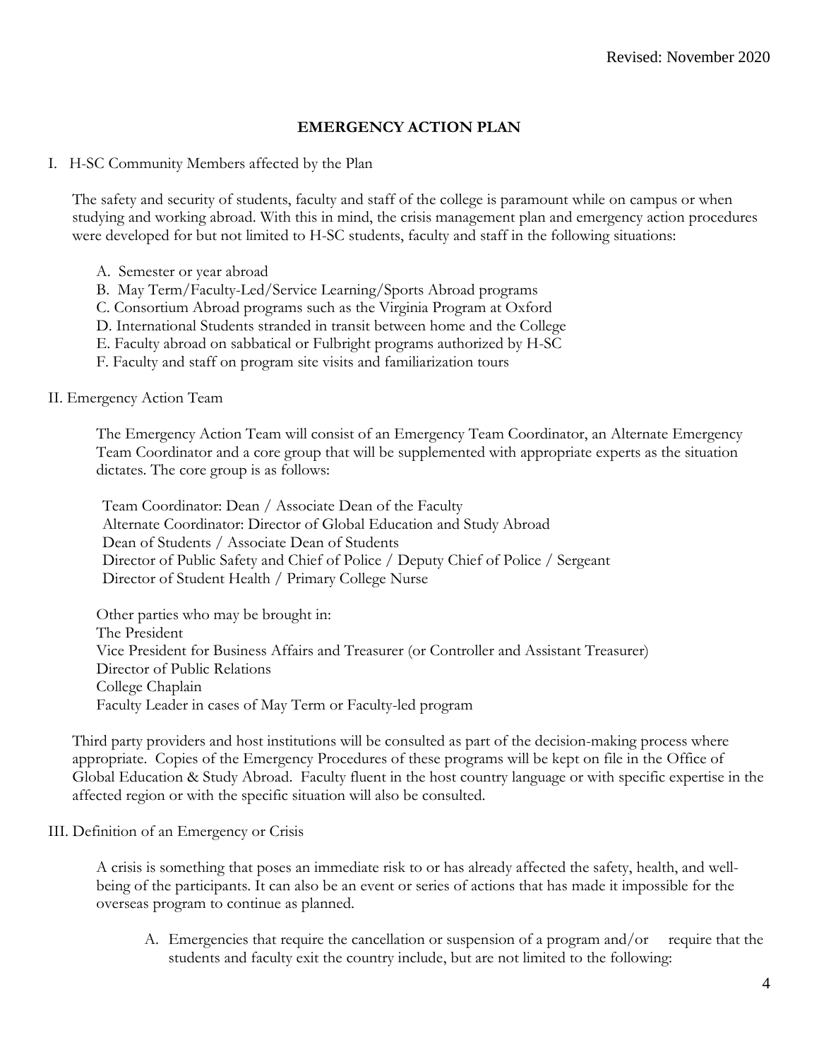Revised: November 2020

# EMERGENCY ACTION PLAN

## I. H-SC Community Members affected by the Plan

The safety and security of students, faculty and staff of the college is paramount while on campus or when studying and working abroad. With this in mind, the crisis management plan and emergency action procedures were developed for but not limited to H-SC students, faculty and staff in the following situations:

A. Semester or year abroad
B. May Term/Faculty-Led/Service Learning/Sports Abroad programs
C. Consortium Abroad programs such as the Virginia Program at Oxford
D. International Students stranded in transit between home and the College
E. Faculty abroad on sabbatical or Fulbright programs authorized by H-SC
F. Faculty and staff on program site visits and familiarization tours

## II. Emergency Action Team

The Emergency Action Team will consist of an Emergency Team Coordinator, an Alternate Emergency Team Coordinator and a core group that will be supplemented with appropriate experts as the situation dictates. The core group is as follows:

Team Coordinator: Dean / Associate Dean of the Faculty
Alternate Coordinator: Director of Global Education and Study Abroad
Dean of Students / Associate Dean of Students
Director of Public Safety and Chief of Police / Deputy Chief of Police / Sergeant
Director of Student Health / Primary College Nurse

Other parties who may be brought in:
The President
Vice President for Business Affairs and Treasurer (or Controller and Assistant Treasurer)
Director of Public Relations
College Chaplain
Faculty Leader in cases of May Term or Faculty-led program

Third party providers and host institutions will be consulted as part of the decision-making process where appropriate. Copies of the Emergency Procedures of these programs will be kept on file in the Office of Global Education & Study Abroad. Faculty fluent in the host country language or with specific expertise in the affected region or with the specific situation will also be consulted.

## III. Definition of an Emergency or Crisis

A crisis is something that poses an immediate risk to or has already affected the safety, health, and well-being of the participants. It can also be an event or series of actions that has made it impossible for the overseas program to continue as planned.

A. Emergencies that require the cancellation or suspension of a program and/or require that the students and faculty exit the country include, but are not limited to the following: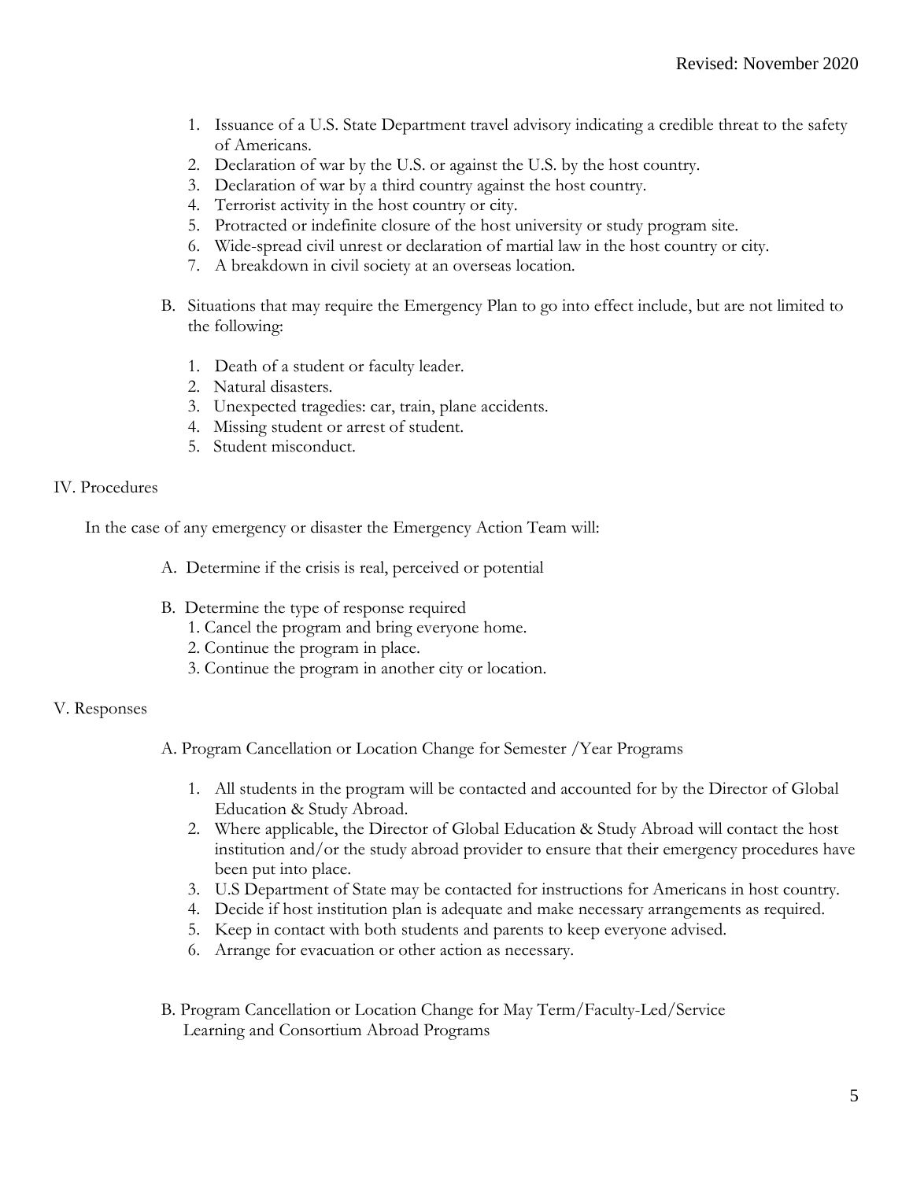1. Issuance of a U.S. State Department travel advisory indicating a credible threat to the safety of Americans.
2. Declaration of war by the U.S. or against the U.S. by the host country.
3. Declaration of war by a third country against the host country.
4. Terrorist activity in the host country or city.
5. Protracted or indefinite closure of the host university or study program site.
6. Wide-spread civil unrest or declaration of martial law in the host country or city.
7. A breakdown in civil society at an overseas location.

B. Situations that may require the Emergency Plan to go into effect include, but are not limited to the following:

1. Death of a student or faculty leader.
2. Natural disasters.
3. Unexpected tragedies: car, train, plane accidents.
4. Missing student or arrest of student.
5. Student misconduct.

## IV. Procedures

In the case of any emergency or disaster the Emergency Action Team will:

A. Determine if the crisis is real, perceived or potential

B. Determine the type of response required

1. Cancel the program and bring everyone home.
2. Continue the program in place.
3. Continue the program in another city or location.

## V. Responses

A. Program Cancellation or Location Change for Semester /Year Programs

1. All students in the program will be contacted and accounted for by the Director of Global Education & Study Abroad.
2. Where applicable, the Director of Global Education & Study Abroad will contact the host institution and/or the study abroad provider to ensure that their emergency procedures have been put into place.
3. U.S Department of State may be contacted for instructions for Americans in host country.
4. Decide if host institution plan is adequate and make necessary arrangements as required.
5. Keep in contact with both students and parents to keep everyone advised.
6. Arrange for evacuation or other action as necessary.

B. Program Cancellation or Location Change for May Term/Faculty-Led/Service Learning and Consortium Abroad Programs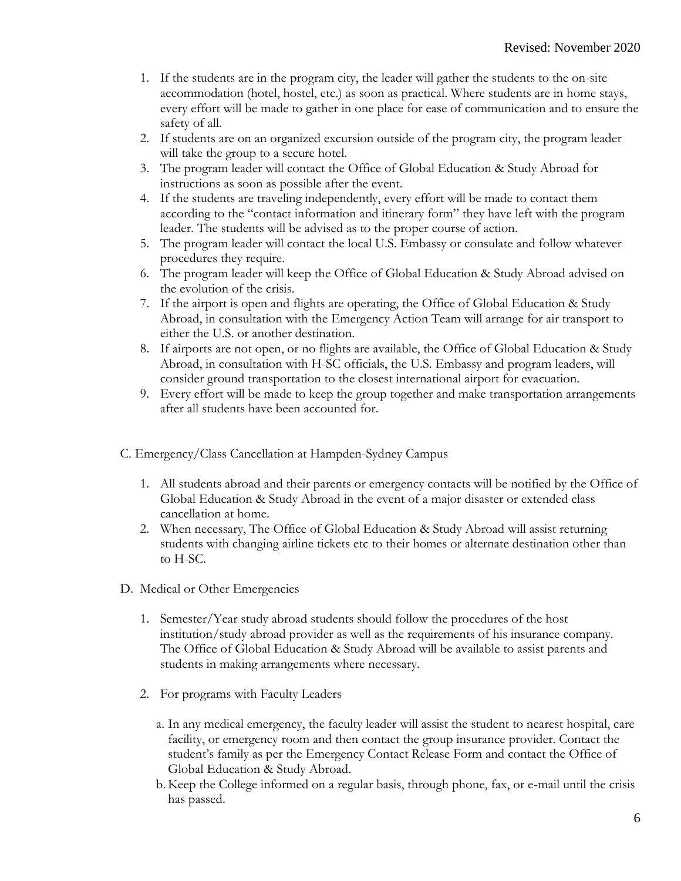1. If the students are in the program city, the leader will gather the students to the on-site accommodation (hotel, hostel, etc.) as soon as practical. Where students are in home stays, every effort will be made to gather in one place for ease of communication and to ensure the safety of all.
2. If students are on an organized excursion outside of the program city, the program leader will take the group to a secure hotel.
3. The program leader will contact the Office of Global Education & Study Abroad for instructions as soon as possible after the event.
4. If the students are traveling independently, every effort will be made to contact them according to the "contact information and itinerary form" they have left with the program leader. The students will be advised as to the proper course of action.
5. The program leader will contact the local U.S. Embassy or consulate and follow whatever procedures they require.
6. The program leader will keep the Office of Global Education & Study Abroad advised on the evolution of the crisis.
7. If the airport is open and flights are operating, the Office of Global Education & Study Abroad, in consultation with the Emergency Action Team will arrange for air transport to either the U.S. or another destination.
8. If airports are not open, or no flights are available, the Office of Global Education & Study Abroad, in consultation with H-SC officials, the U.S. Embassy and program leaders, will consider ground transportation to the closest international airport for evacuation.
9. Every effort will be made to keep the group together and make transportation arrangements after all students have been accounted for.

C. Emergency/Class Cancellation at Hampden-Sydney Campus

1. All students abroad and their parents or emergency contacts will be notified by the Office of Global Education & Study Abroad in the event of a major disaster or extended class cancellation at home.
2. When necessary, The Office of Global Education & Study Abroad will assist returning students with changing airline tickets etc to their homes or alternate destination other than to H-SC.

D. Medical or Other Emergencies

1. Semester/Year study abroad students should follow the procedures of the host institution/study abroad provider as well as the requirements of his insurance company. The Office of Global Education & Study Abroad will be available to assist parents and students in making arrangements where necessary.

2. For programs with Faculty Leaders

   a. In any medical emergency, the faculty leader will assist the student to nearest hospital, care facility, or emergency room and then contact the group insurance provider. Contact the student's family as per the Emergency Contact Release Form and contact the Office of Global Education & Study Abroad.

   b. Keep the College informed on a regular basis, through phone, fax, or e-mail until the crisis has passed.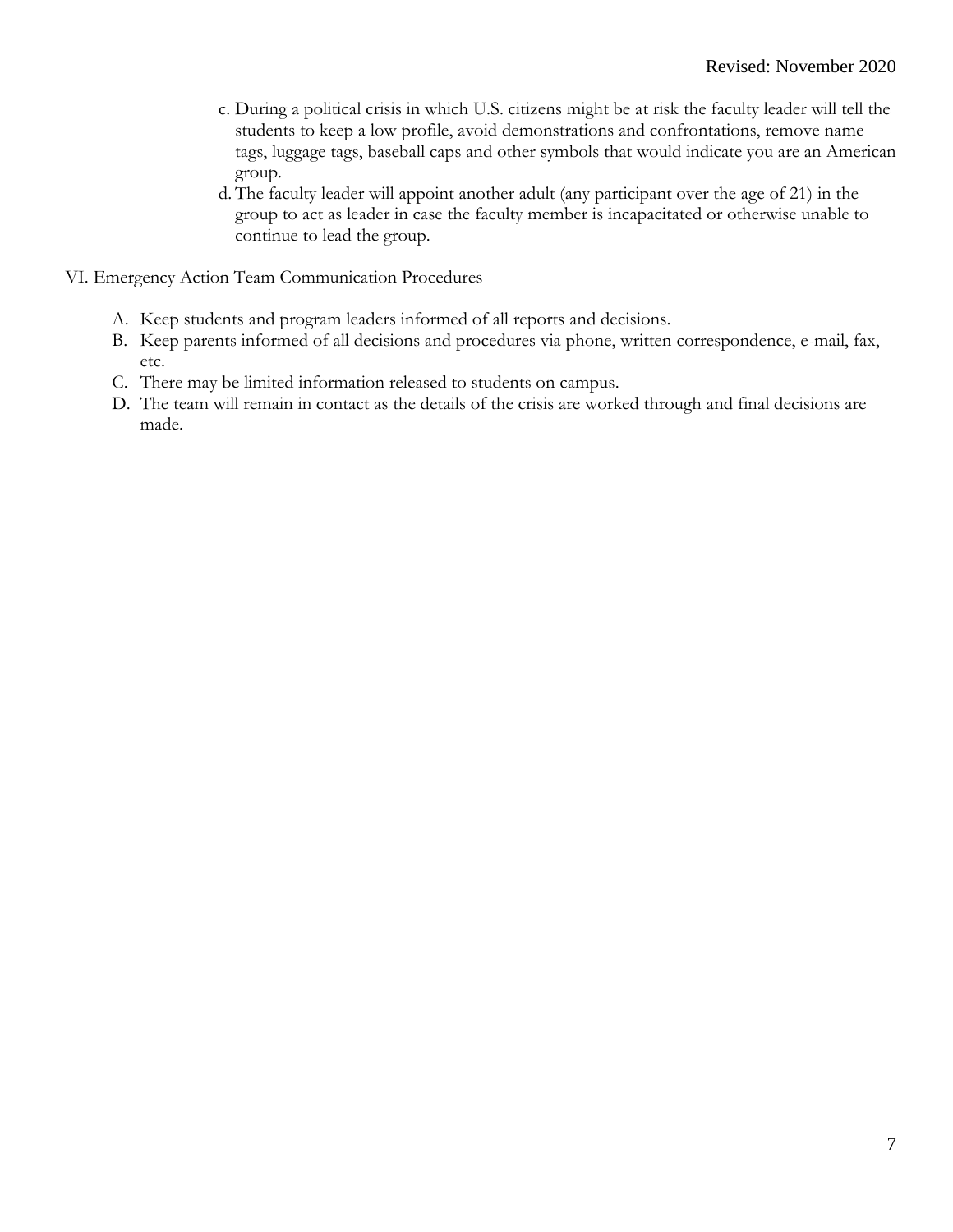c. During a political crisis in which U.S. citizens might be at risk the faculty leader will tell the students to keep a low profile, avoid demonstrations and confrontations, remove name tags, luggage tags, baseball caps and other symbols that would indicate you are an American group.

d. The faculty leader will appoint another adult (any participant over the age of 21) in the group to act as leader in case the faculty member is incapacitated or otherwise unable to continue to lead the group.

VI. Emergency Action Team Communication Procedures

A. Keep students and program leaders informed of all reports and decisions.

B. Keep parents informed of all decisions and procedures via phone, written correspondence, e-mail, fax, etc.

C. There may be limited information released to students on campus.

D. The team will remain in contact as the details of the crisis are worked through and final decisions are made.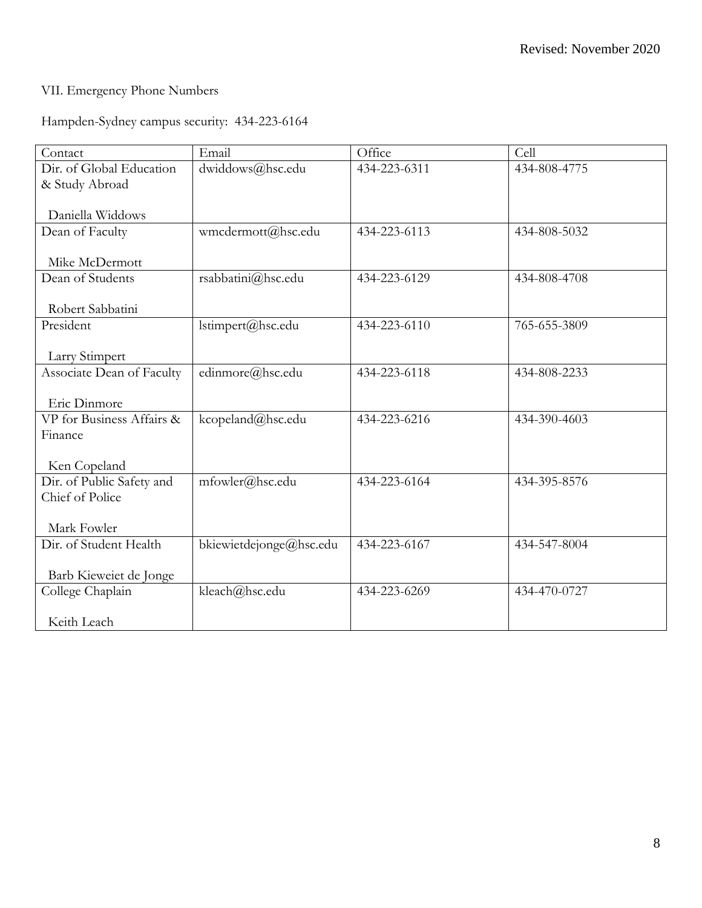Revised: November 2020

## VII. Emergency Phone Numbers

Hampden-Sydney campus security: 434-223-6164

| Contact | Email | Office | Cell |
|---|---|---|---|
| Dir. of Global Education & Study Abroad<br><br>Daniella Widdows | dwiddows@hsc.edu | 434-223-6311 | 434-808-4775 |
| Dean of Faculty<br><br>Mike McDermott | wmcdermott@hsc.edu | 434-223-6113 | 434-808-5032 |
| Dean of Students<br><br>Robert Sabbatini | rsabbatini@hsc.edu | 434-223-6129 | 434-808-4708 |
| President<br><br>Larry Stimpert | lstimpert@hsc.edu | 434-223-6110 | 765-655-3809 |
| Associate Dean of Faculty<br><br>Eric Dinmore | edinmore@hsc.edu | 434-223-6118 | 434-808-2233 |
| VP for Business Affairs & Finance<br><br>Ken Copeland | kcopeland@hsc.edu | 434-223-6216 | 434-390-4603 |
| Dir. of Public Safety and Chief of Police<br><br>Mark Fowler | mfowler@hsc.edu | 434-223-6164 | 434-395-8576 |
| Dir. of Student Health<br><br>Barb Kieweiet de Jonge | bkiewietdejonge@hsc.edu | 434-223-6167 | 434-547-8004 |
| College Chaplain<br><br>Keith Leach | kleach@hsc.edu | 434-223-6269 | 434-470-0727 |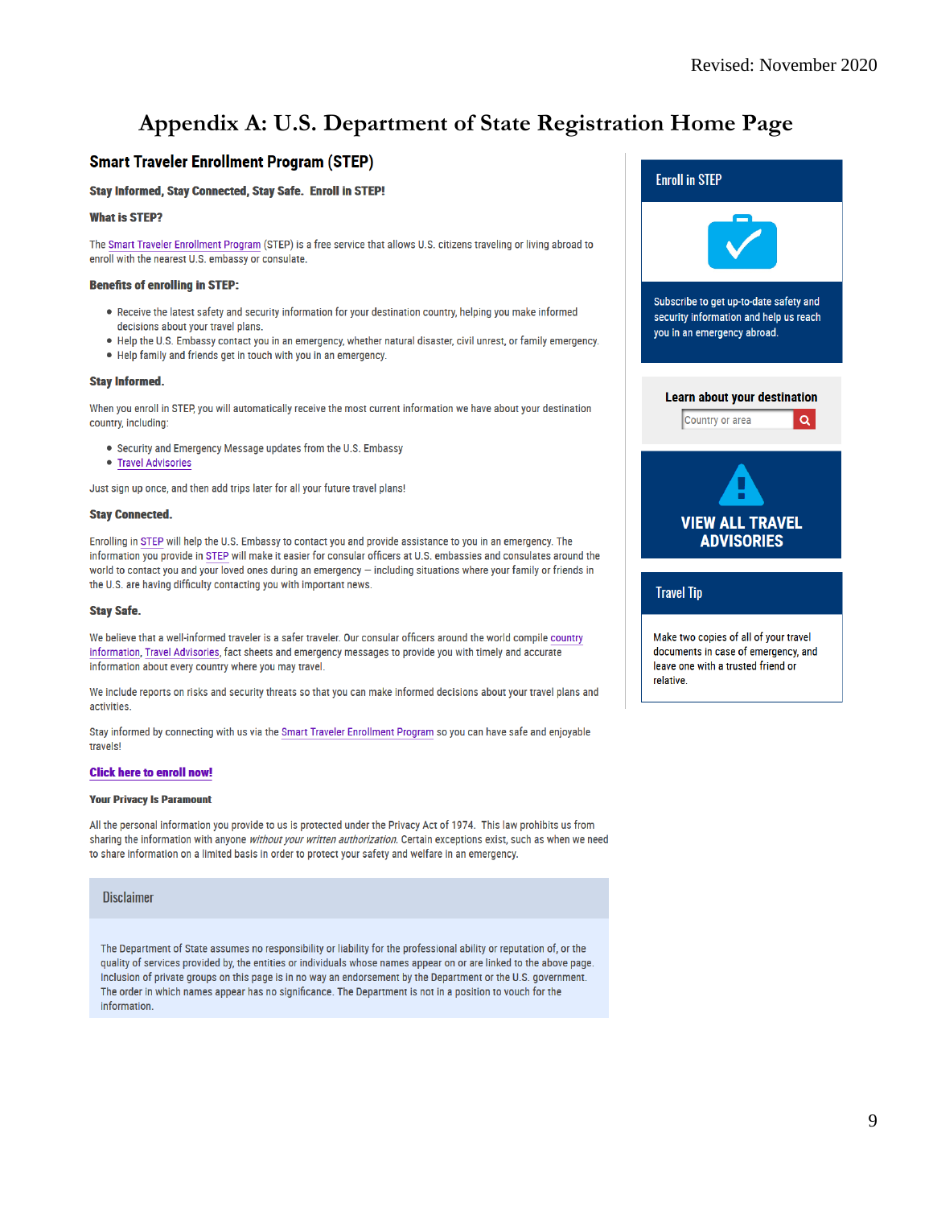# Appendix A: U.S. Department of State Registration Home Page

## Smart Traveler Enrollment Program (STEP)

**Stay Informed, Stay Connected, Stay Safe. Enroll in STEP!**

**What is STEP?**

The Smart Traveler Enrollment Program (STEP) is a free service that allows U.S. citizens traveling or living abroad to enroll with the nearest U.S. embassy or consulate.

**Benefits of enrolling in STEP:**

- Receive the latest safety and security information for your destination country, helping you make informed decisions about your travel plans.
- Help the U.S. Embassy contact you in an emergency, whether natural disaster, civil unrest, or family emergency.
- Help family and friends get in touch with you in an emergency.

**Stay Informed.**

When you enroll in STEP, you will automatically receive the most current information we have about your destination country, including:

- Security and Emergency Message updates from the U.S. Embassy
- Travel Advisories

Just sign up once, and then add trips later for all your future travel plans!

**Stay Connected.**

Enrolling in STEP will help the U.S. Embassy to contact you and provide assistance to you in an emergency. The information you provide in STEP will make it easier for consular officers at U.S. embassies and consulates around the world to contact you and your loved ones during an emergency – including situations where your family or friends in the U.S. are having difficulty contacting you with important news.

**Stay Safe.**

We believe that a well-informed traveler is a safer traveler. Our consular officers around the world compile country information, Travel Advisories, fact sheets and emergency messages to provide you with timely and accurate information about every country where you may travel.

We include reports on risks and security threats so that you can make informed decisions about your travel plans and activities.

Stay informed by connecting with us via the Smart Traveler Enrollment Program so you can have safe and enjoyable travels!

**Click here to enroll now!**

**Your Privacy Is Paramount**

All the personal information you provide to us is protected under the Privacy Act of 1974. This law prohibits us from sharing the information with anyone *without your written authorization.* Certain exceptions exist, such as when we need to share information on a limited basis in order to protect your safety and welfare in an emergency.

**Disclaimer**

The Department of State assumes no responsibility or liability for the professional ability or reputation of, or the quality of services provided by, the entities or individuals whose names appear on or are linked to the above page. Inclusion of private groups on this page is in no way an endorsement by the Department or the U.S. government. The order in which names appear has no significance. The Department is not in a position to vouch for the information.

**Enroll in STEP**

Subscribe to get up-to-date safety and security information and help us reach you in an emergency abroad.

**Learn about your destination**

Country or area

**VIEW ALL TRAVEL ADVISORIES**

**Travel Tip**

Make two copies of all of your travel documents in case of emergency, and leave one with a trusted friend or relative.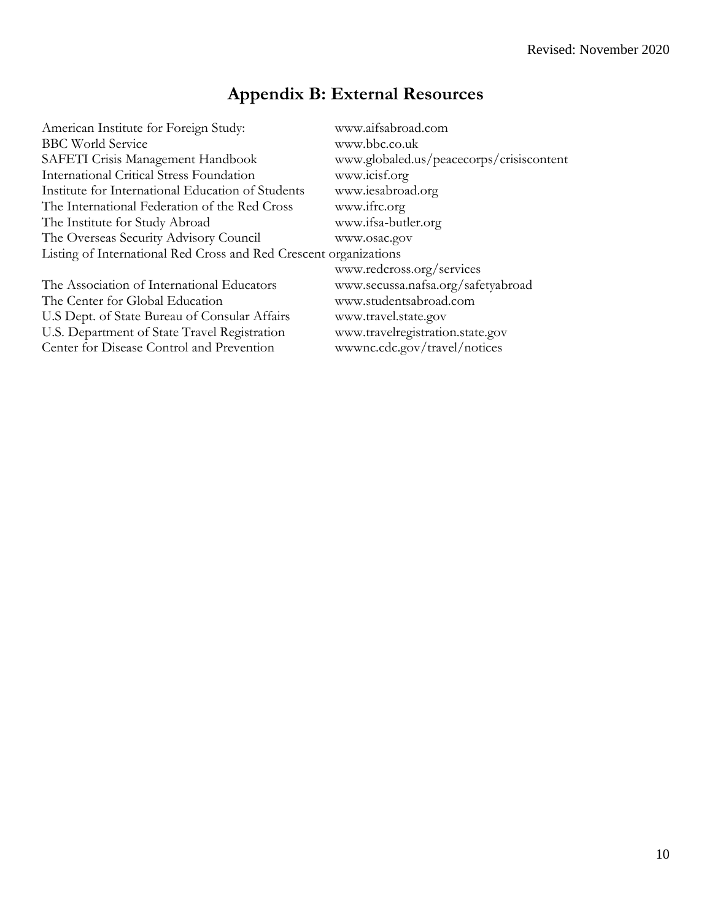# Appendix B: External Resources

| | |
|---|---|
| American Institute for Foreign Study: | www.aifsabroad.com |
| BBC World Service | www.bbc.co.uk |
| SAFETI Crisis Management Handbook | www.globaled.us/peacecorps/crisiscontent |
| International Critical Stress Foundation | www.icisf.org |
| Institute for International Education of Students | www.iesabroad.org |
| The International Federation of the Red Cross | www.ifrc.org |
| The Institute for Study Abroad | www.ifsa-butler.org |
| The Overseas Security Advisory Council | www.osac.gov |
| Listing of International Red Cross and Red Crescent organizations | www.redcross.org/services |
| The Association of International Educators | www.secussa.nafsa.org/safetyabroad |
| The Center for Global Education | www.studentsabroad.com |
| U.S Dept. of State Bureau of Consular Affairs | www.travel.state.gov |
| U.S. Department of State Travel Registration | www.travelregistration.state.gov |
| Center for Disease Control and Prevention | wwwnc.cdc.gov/travel/notices |